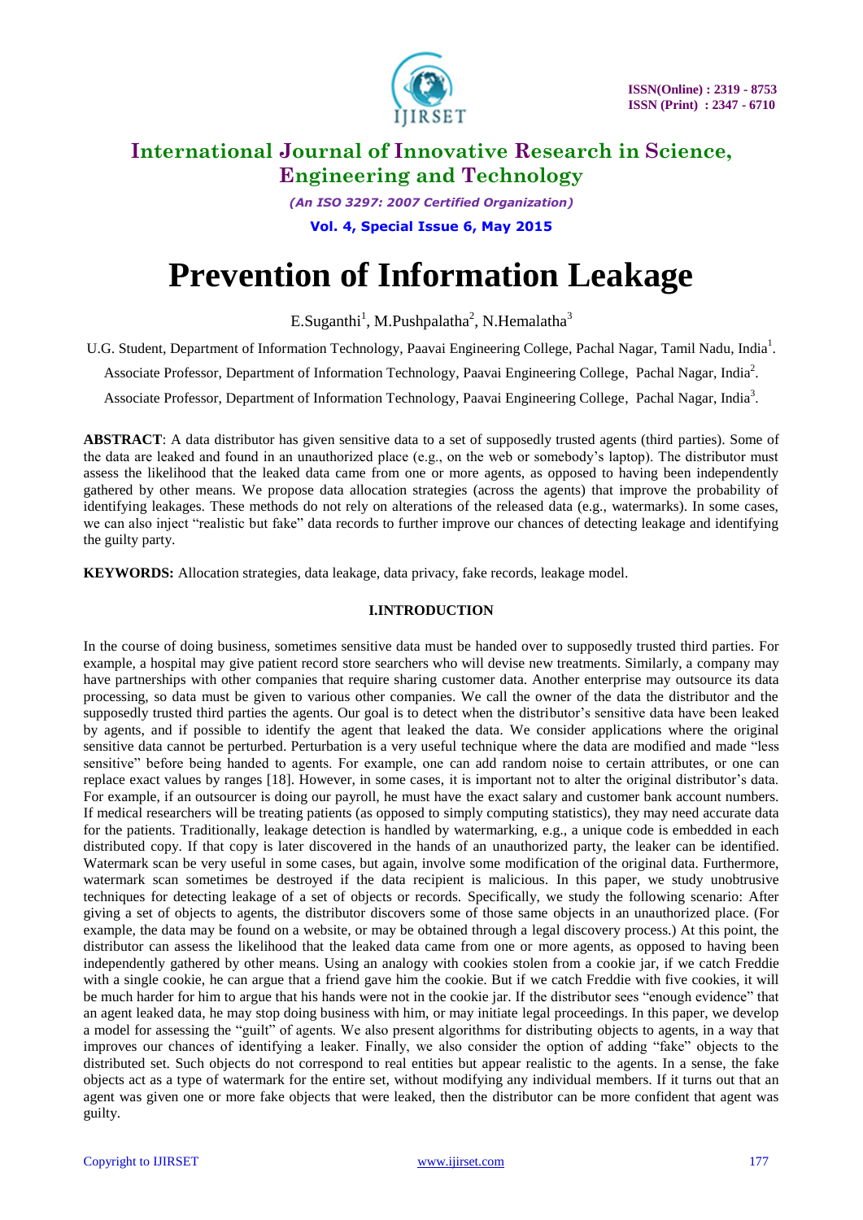# Prevention of Information Leakage

E.Suganthi[1], M.Pushpalatha[2], N.Hemalatha[3]

U.G. Student, Department of Information Technology, Paavai Engineering College, Pachal Nagar, Tamil Nadu, India[1].

Associate Professor, Department of Information Technology, Paavai Engineering College, Pachal Nagar, India[2].

Associate Professor, Department of Information Technology, Paavai Engineering College, Pachal Nagar, India[3].

**ABSTRACT**: A data distributor has given sensitive data to a set of supposedly trusted agents (third parties). Some of the data are leaked and found in an unauthorized place (e.g., on the web or somebody's laptop). The distributor must assess the likelihood that the leaked data came from one or more agents, as opposed to having been independently gathered by other means. We propose data allocation strategies (across the agents) that improve the probability of identifying leakages. These methods do not rely on alterations of the released data (e.g., watermarks). In some cases, we can also inject "realistic but fake" data records to further improve our chances of detecting leakage and identifying the guilty party.

**KEYWORDS:** Allocation strategies, data leakage, data privacy, fake records, leakage model.

## I.INTRODUCTION

In the course of doing business, sometimes sensitive data must be handed over to supposedly trusted third parties. For example, a hospital may give patient record store searchers who will devise new treatments. Similarly, a company may have partnerships with other companies that require sharing customer data. Another enterprise may outsource its data processing, so data must be given to various other companies. We call the owner of the data the distributor and the supposedly trusted third parties the agents. Our goal is to detect when the distributor's sensitive data have been leaked by agents, and if possible to identify the agent that leaked the data. We consider applications where the original sensitive data cannot be perturbed. Perturbation is a very useful technique where the data are modified and made "less sensitive" before being handed to agents. For example, one can add random noise to certain attributes, or one can replace exact values by ranges [18]. However, in some cases, it is important not to alter the original distributor's data. For example, if an outsourcer is doing our payroll, he must have the exact salary and customer bank account numbers. If medical researchers will be treating patients (as opposed to simply computing statistics), they may need accurate data for the patients. Traditionally, leakage detection is handled by watermarking, e.g., a unique code is embedded in each distributed copy. If that copy is later discovered in the hands of an unauthorized party, the leaker can be identified. Watermark scan be very useful in some cases, but again, involve some modification of the original data. Furthermore, watermark scan sometimes be destroyed if the data recipient is malicious. In this paper, we study unobtrusive techniques for detecting leakage of a set of objects or records. Specifically, we study the following scenario: After giving a set of objects to agents, the distributor discovers some of those same objects in an unauthorized place. (For example, the data may be found on a website, or may be obtained through a legal discovery process.) At this point, the distributor can assess the likelihood that the leaked data came from one or more agents, as opposed to having been independently gathered by other means. Using an analogy with cookies stolen from a cookie jar, if we catch Freddie with a single cookie, he can argue that a friend gave him the cookie. But if we catch Freddie with five cookies, it will be much harder for him to argue that his hands were not in the cookie jar. If the distributor sees "enough evidence" that an agent leaked data, he may stop doing business with him, or may initiate legal proceedings. In this paper, we develop a model for assessing the "guilt" of agents. We also present algorithms for distributing objects to agents, in a way that improves our chances of identifying a leaker. Finally, we also consider the option of adding "fake" objects to the distributed set. Such objects do not correspond to real entities but appear realistic to the agents. In a sense, the fake objects act as a type of watermark for the entire set, without modifying any individual members. If it turns out that an agent was given one or more fake objects that were leaked, then the distributor can be more confident that agent was guilty.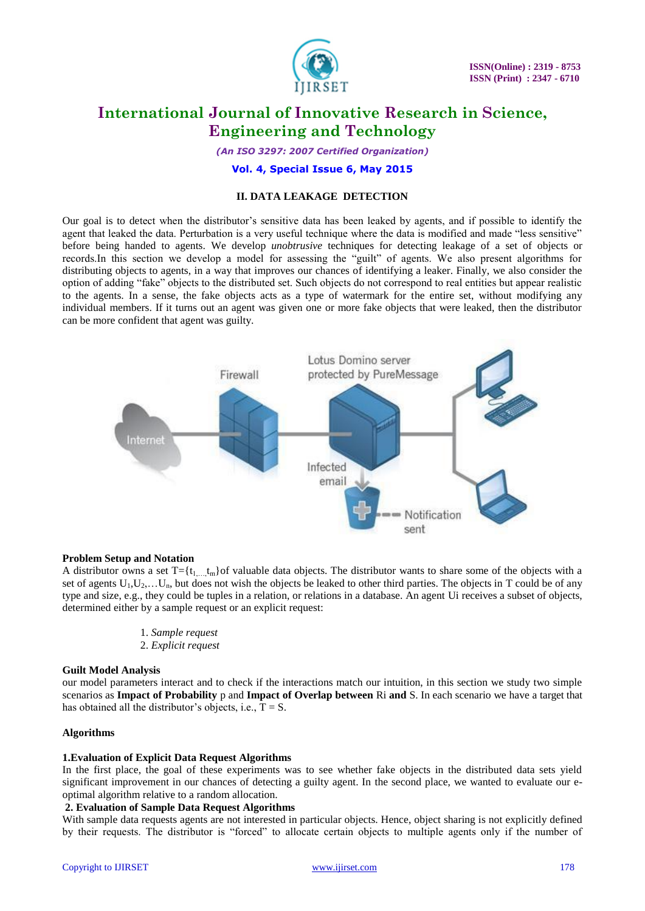## II. DATA LEAKAGE DETECTION

Our goal is to detect when the distributor's sensitive data has been leaked by agents, and if possible to identify the agent that leaked the data. Perturbation is a very useful technique where the data is modified and made "less sensitive" before being handed to agents. We develop *unobtrusive* techniques for detecting leakage of a set of objects or records.In this section we develop a model for assessing the "guilt" of agents. We also present algorithms for distributing objects to agents, in a way that improves our chances of identifying a leaker. Finally, we also consider the option of adding "fake" objects to the distributed set. Such objects do not correspond to real entities but appear realistic to the agents. In a sense, the fake objects acts as a type of watermark for the entire set, without modifying any individual members. If it turns out an agent was given one or more fake objects that were leaked, then the distributor can be more confident that agent was guilty.

**Problem Setup and Notation**

A distributor owns a set $T=\{t_1,...,t_m\}$of valuable data objects. The distributor wants to share some of the objects with a set of agents $U_1, U_2, \ldots U_n$, but does not wish the objects be leaked to other third parties. The objects in T could be of any type and size, e.g., they could be tuples in a relation, or relations in a database. An agent Ui receives a subset of objects, determined either by a sample request or an explicit request:

1. *Sample request*
2. *Explicit request*

**Guilt Model Analysis**

our model parameters interact and to check if the interactions match our intuition, in this section we study two simple scenarios as **Impact of Probability** p and **Impact of Overlap between** Ri **and** S. In each scenario we have a target that has obtained all the distributor's objects, i.e., T = S.

**Algorithms**

**1.Evaluation of Explicit Data Request Algorithms**

In the first place, the goal of these experiments was to see whether fake objects in the distributed data sets yield significant improvement in our chances of detecting a guilty agent. In the second place, we wanted to evaluate our e-optimal algorithm relative to a random allocation.

**2. Evaluation of Sample Data Request Algorithms**

With sample data requests agents are not interested in particular objects. Hence, object sharing is not explicitly defined by their requests. The distributor is "forced" to allocate certain objects to multiple agents only if the number of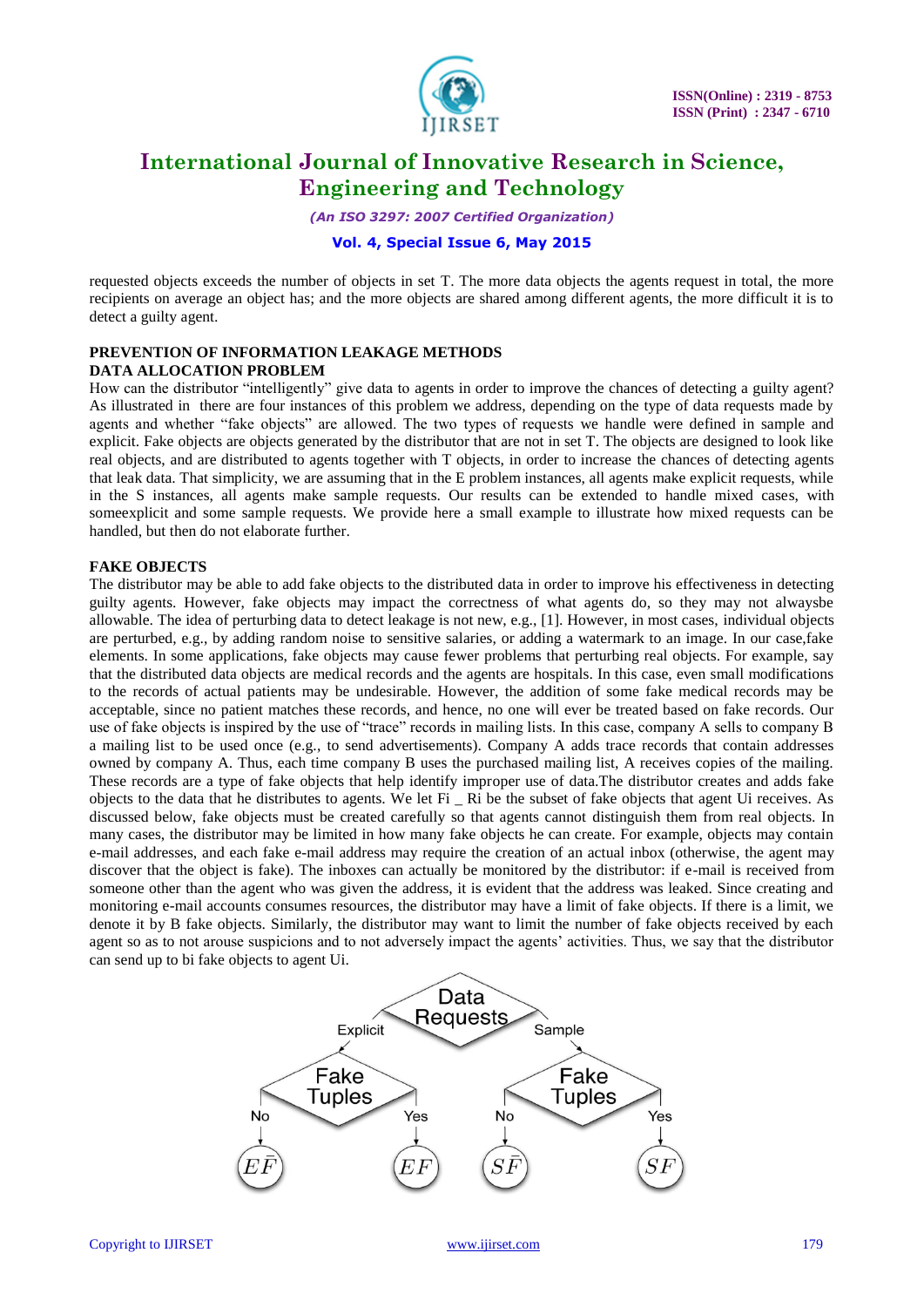requested objects exceeds the number of objects in set T. The more data objects the agents request in total, the more recipients on average an object has; and the more objects are shared among different agents, the more difficult it is to detect a guilty agent.

## PREVENTION OF INFORMATION LEAKAGE METHODS

### DATA ALLOCATION PROBLEM

How can the distributor "intelligently" give data to agents in order to improve the chances of detecting a guilty agent? As illustrated in there are four instances of this problem we address, depending on the type of data requests made by agents and whether "fake objects" are allowed. The two types of requests we handle were defined in sample and explicit. Fake objects are objects generated by the distributor that are not in set T. The objects are designed to look like real objects, and are distributed to agents together with T objects, in order to increase the chances of detecting agents that leak data. That simplicity, we are assuming that in the E problem instances, all agents make explicit requests, while in the S instances, all agents make sample requests. Our results can be extended to handle mixed cases, with someexplicit and some sample requests. We provide here a small example to illustrate how mixed requests can be handled, but then do not elaborate further.

### FAKE OBJECTS

The distributor may be able to add fake objects to the distributed data in order to improve his effectiveness in detecting guilty agents. However, fake objects may impact the correctness of what agents do, so they may not alwaysbe allowable. The idea of perturbing data to detect leakage is not new, e.g., [1]. However, in most cases, individual objects are perturbed, e.g., by adding random noise to sensitive salaries, or adding a watermark to an image. In our case,fake elements. In some applications, fake objects may cause fewer problems that perturbing real objects. For example, say that the distributed data objects are medical records and the agents are hospitals. In this case, even small modifications to the records of actual patients may be undesirable. However, the addition of some fake medical records may be acceptable, since no patient matches these records, and hence, no one will ever be treated based on fake records. Our use of fake objects is inspired by the use of "trace" records in mailing lists. In this case, company A sells to company B a mailing list to be used once (e.g., to send advertisements). Company A adds trace records that contain addresses owned by company A. Thus, each time company B uses the purchased mailing list, A receives copies of the mailing. These records are a type of fake objects that help identify improper use of data.The distributor creates and adds fake objects to the data that he distributes to agents. We let Fi _ Ri be the subset of fake objects that agent Ui receives. As discussed below, fake objects must be created carefully so that agents cannot distinguish them from real objects. In many cases, the distributor may be limited in how many fake objects he can create. For example, objects may contain e-mail addresses, and each fake e-mail address may require the creation of an actual inbox (otherwise, the agent may discover that the object is fake). The inboxes can actually be monitored by the distributor: if e-mail is received from someone other than the agent who was given the address, it is evident that the address was leaked. Since creating and monitoring e-mail accounts consumes resources, the distributor may have a limit of fake objects. If there is a limit, we denote it by B fake objects. Similarly, the distributor may want to limit the number of fake objects received by each agent so as to not arouse suspicions and to not adversely impact the agents' activities. Thus, we say that the distributor can send up to bi fake objects to agent Ui.

Data Requests
Explicit
Sample
Fake Tuples
Fake Tuples
No
Yes
No
Yes
$E\bar{F}$
$EF$
$S\bar{F}$
$SF$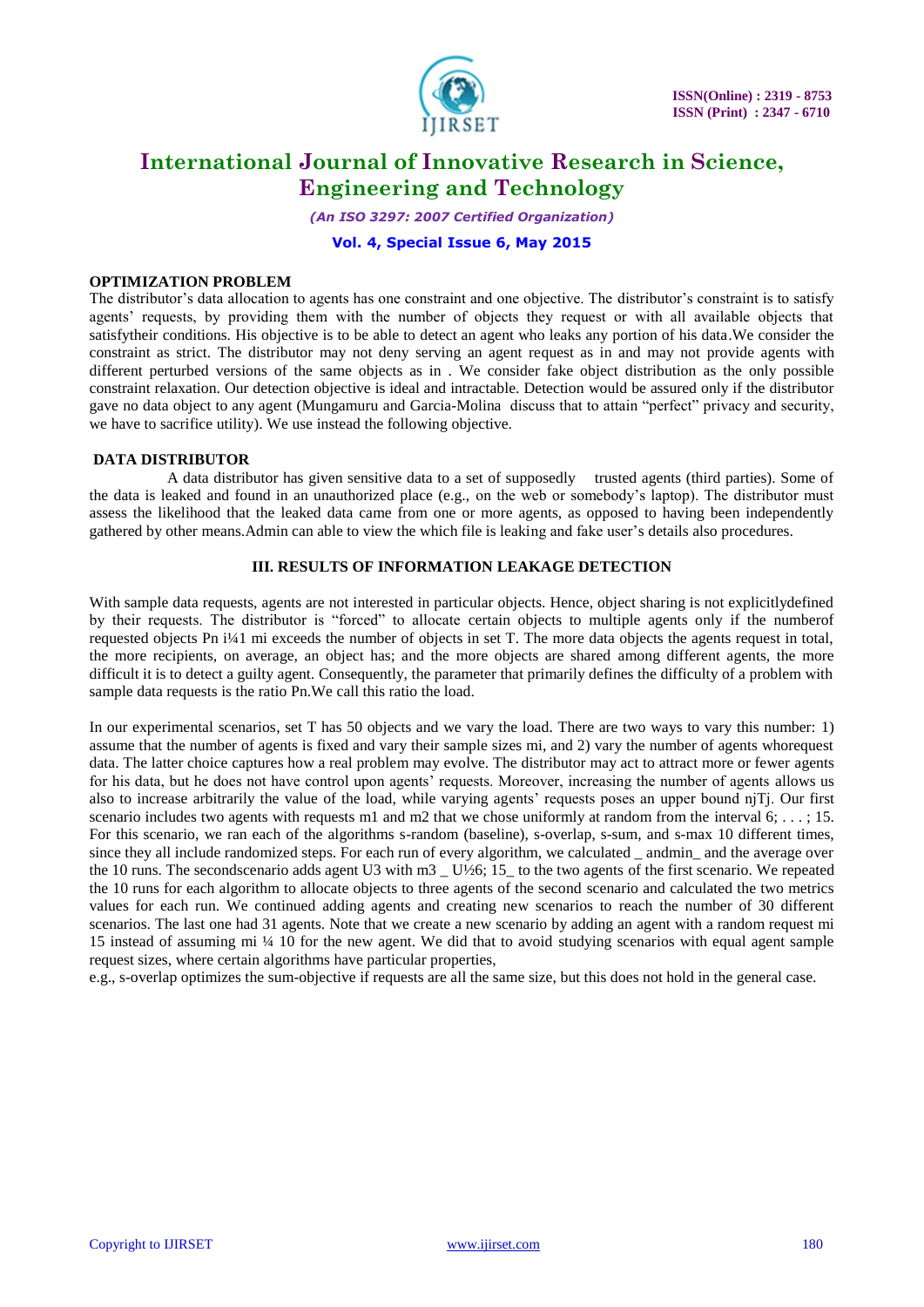### OPTIMIZATION PROBLEM

The distributor's data allocation to agents has one constraint and one objective. The distributor's constraint is to satisfy agents' requests, by providing them with the number of objects they request or with all available objects that satisfytheir conditions. His objective is to be able to detect an agent who leaks any portion of his data.We consider the constraint as strict. The distributor may not deny serving an agent request as in and may not provide agents with different perturbed versions of the same objects as in . We consider fake object distribution as the only possible constraint relaxation. Our detection objective is ideal and intractable. Detection would be assured only if the distributor gave no data object to any agent (Mungamuru and Garcia-Molina discuss that to attain "perfect" privacy and security, we have to sacrifice utility). We use instead the following objective.

### DATA DISTRIBUTOR

A data distributor has given sensitive data to a set of supposedly trusted agents (third parties). Some of the data is leaked and found in an unauthorized place (e.g., on the web or somebody's laptop). The distributor must assess the likelihood that the leaked data came from one or more agents, as opposed to having been independently gathered by other means.Admin can able to view the which file is leaking and fake user's details also procedures.

## III. RESULTS OF INFORMATION LEAKAGE DETECTION

With sample data requests, agents are not interested in particular objects. Hence, object sharing is not explicitlydefined by their requests. The distributor is "forced" to allocate certain objects to multiple agents only if the numberof requested objects Pn i¼1 mi exceeds the number of objects in set T. The more data objects the agents request in total, the more recipients, on average, an object has; and the more objects are shared among different agents, the more difficult it is to detect a guilty agent. Consequently, the parameter that primarily defines the difficulty of a problem with sample data requests is the ratio Pn.We call this ratio the load.

In our experimental scenarios, set T has 50 objects and we vary the load. There are two ways to vary this number: 1) assume that the number of agents is fixed and vary their sample sizes mi, and 2) vary the number of agents whorequest data. The latter choice captures how a real problem may evolve. The distributor may act to attract more or fewer agents for his data, but he does not have control upon agents' requests. Moreover, increasing the number of agents allows us also to increase arbitrarily the value of the load, while varying agents' requests poses an upper bound njTj. Our first scenario includes two agents with requests m1 and m2 that we chose uniformly at random from the interval 6; . . . ; 15. For this scenario, we ran each of the algorithms s-random (baseline), s-overlap, s-sum, and s-max 10 different times, since they all include randomized steps. For each run of every algorithm, we calculated _ andmin_ and the average over the 10 runs. The secondscenario adds agent U3 with m3 _ U½6; 15_ to the two agents of the first scenario. We repeated the 10 runs for each algorithm to allocate objects to three agents of the second scenario and calculated the two metrics values for each run. We continued adding agents and creating new scenarios to reach the number of 30 different scenarios. The last one had 31 agents. Note that we create a new scenario by adding an agent with a random request mi 15 instead of assuming mi ¼ 10 for the new agent. We did that to avoid studying scenarios with equal agent sample request sizes, where certain algorithms have particular properties,

e.g., s-overlap optimizes the sum-objective if requests are all the same size, but this does not hold in the general case.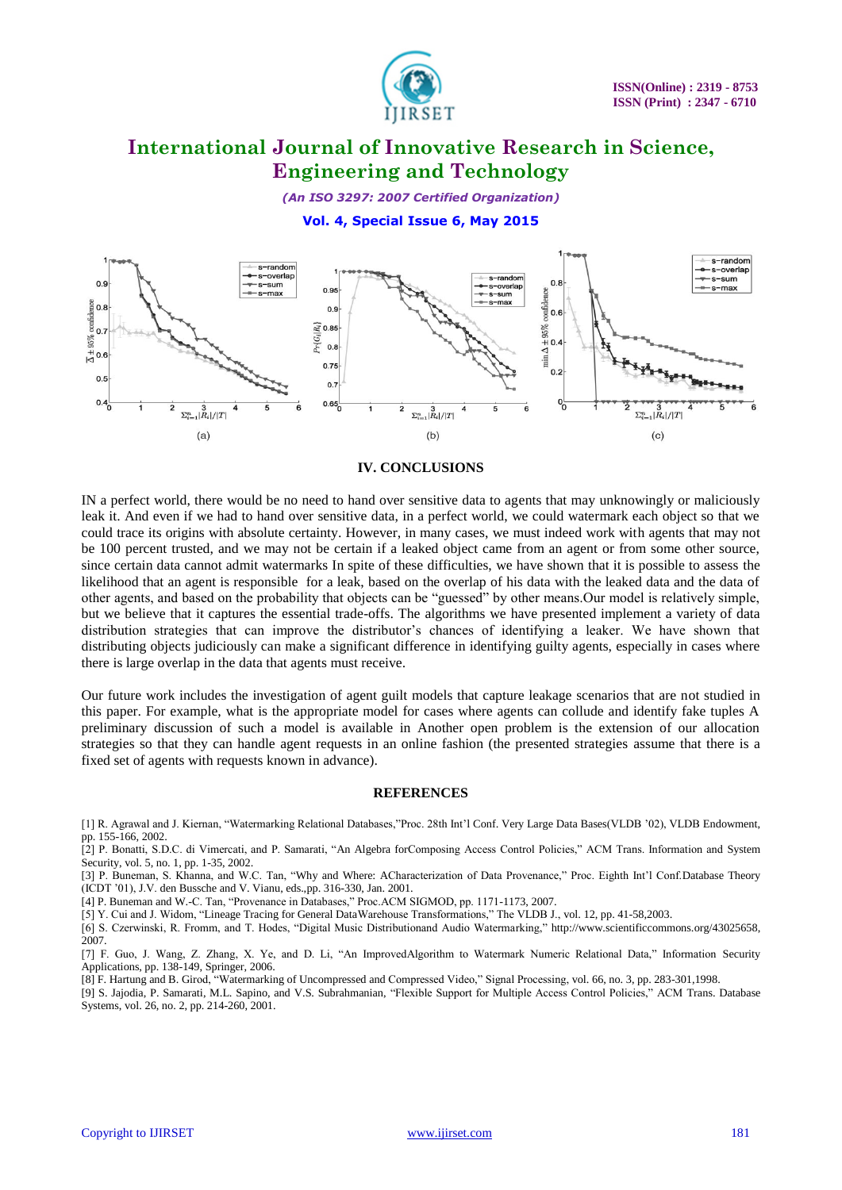s-random
s-overlap
s-sum
s-max

$\bar{\Delta} \pm 95\%$ confidence

1
0.9
0.8
0.7
0.6
0.5
0.4

0 1 2 3 4 5 6

$\Sigma_{i=1}^{n}|R_i|/|T|$

(a)

s-random
s-overlap
s-sum
s-max

$Pr\{G_i|R_i\}$

1
0.95
0.9
0.85
0.8
0.75
0.7
0.65

0 1 2 3 4 5 6

$\Sigma_{i=1}^{n}|R_i|/|T|$

(b)

s-random
s-overlap
s-sum
s-max

$\min \Delta \pm 95\%$ confidence

1
0.8
0.6
0.4
0.2
0

0 1 2 3 4 5 6

$\Sigma_{i=1}^{n}|R_i|/|T|$

(c)

## IV. CONCLUSIONS

IN a perfect world, there would be no need to hand over sensitive data to agents that may unknowingly or maliciously leak it. And even if we had to hand over sensitive data, in a perfect world, we could watermark each object so that we could trace its origins with absolute certainty. However, in many cases, we must indeed work with agents that may not be 100 percent trusted, and we may not be certain if a leaked object came from an agent or from some other source, since certain data cannot admit watermarks In spite of these difficulties, we have shown that it is possible to assess the likelihood that an agent is responsible for a leak, based on the overlap of his data with the leaked data and the data of other agents, and based on the probability that objects can be "guessed" by other means.Our model is relatively simple, but we believe that it captures the essential trade-offs. The algorithms we have presented implement a variety of data distribution strategies that can improve the distributor's chances of identifying a leaker. We have shown that distributing objects judiciously can make a significant difference in identifying guilty agents, especially in cases where there is large overlap in the data that agents must receive.

Our future work includes the investigation of agent guilt models that capture leakage scenarios that are not studied in this paper. For example, what is the appropriate model for cases where agents can collude and identify fake tuples A preliminary discussion of such a model is available in Another open problem is the extension of our allocation strategies so that they can handle agent requests in an online fashion (the presented strategies assume that there is a fixed set of agents with requests known in advance).

## REFERENCES

[1] R. Agrawal and J. Kiernan, "Watermarking Relational Databases,"Proc. 28th Int'l Conf. Very Large Data Bases(VLDB '02), VLDB Endowment, pp. 155-166, 2002.

[2] P. Bonatti, S.D.C. di Vimercati, and P. Samarati, "An Algebra forComposing Access Control Policies," ACM Trans. Information and System Security, vol. 5, no. 1, pp. 1-35, 2002.

[3] P. Buneman, S. Khanna, and W.C. Tan, "Why and Where: ACharacterization of Data Provenance," Proc. Eighth Int'l Conf.Database Theory (ICDT '01), J.V. den Bussche and V. Vianu, eds.,pp. 316-330, Jan. 2001.

[4] P. Buneman and W.-C. Tan, "Provenance in Databases," Proc.ACM SIGMOD, pp. 1171-1173, 2007.

[5] Y. Cui and J. Widom, "Lineage Tracing for General DataWarehouse Transformations," The VLDB J., vol. 12, pp. 41-58,2003.

[6] S. Czerwinski, R. Fromm, and T. Hodes, "Digital Music Distributionand Audio Watermarking," http://www.scientificcommons.org/43025658, 2007.

[7] F. Guo, J. Wang, Z. Zhang, X. Ye, and D. Li, "An ImprovedAlgorithm to Watermark Numeric Relational Data," Information Security Applications, pp. 138-149, Springer, 2006.

[8] F. Hartung and B. Girod, "Watermarking of Uncompressed and Compressed Video," Signal Processing, vol. 66, no. 3, pp. 283-301,1998.

[9] S. Jajodia, P. Samarati, M.L. Sapino, and V.S. Subrahmanian, "Flexible Support for Multiple Access Control Policies," ACM Trans. Database Systems, vol. 26, no. 2, pp. 214-260, 2001.